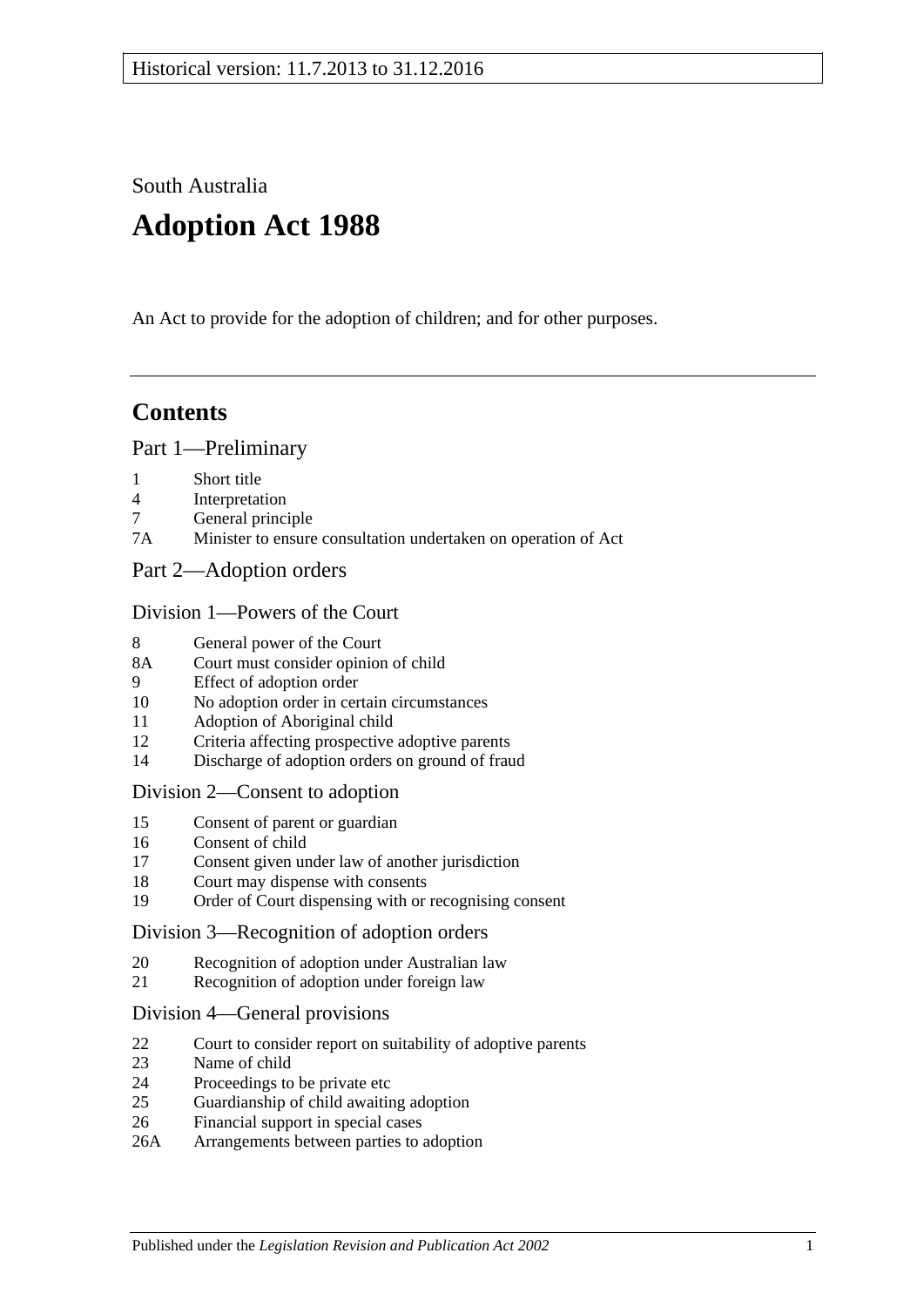Historical version: 11.7.2013 to 31.12.2016

South Australia

# Adoption Act 1988

An Act to provide for the adoption of children; and for other purposes.

## Contents

### Part 1—Preliminary

1 Short title
4 Interpretation
7 General principle
7A Minister to ensure consultation undertaken on operation of Act

### Part 2—Adoption orders

#### Division 1—Powers of the Court

8 General power of the Court
8A Court must consider opinion of child
9 Effect of adoption order
10 No adoption order in certain circumstances
11 Adoption of Aboriginal child
12 Criteria affecting prospective adoptive parents
14 Discharge of adoption orders on ground of fraud

#### Division 2—Consent to adoption

15 Consent of parent or guardian
16 Consent of child
17 Consent given under law of another jurisdiction
18 Court may dispense with consents
19 Order of Court dispensing with or recognising consent

#### Division 3—Recognition of adoption orders

20 Recognition of adoption under Australian law
21 Recognition of adoption under foreign law

#### Division 4—General provisions

22 Court to consider report on suitability of adoptive parents
23 Name of child
24 Proceedings to be private etc
25 Guardianship of child awaiting adoption
26 Financial support in special cases
26A Arrangements between parties to adoption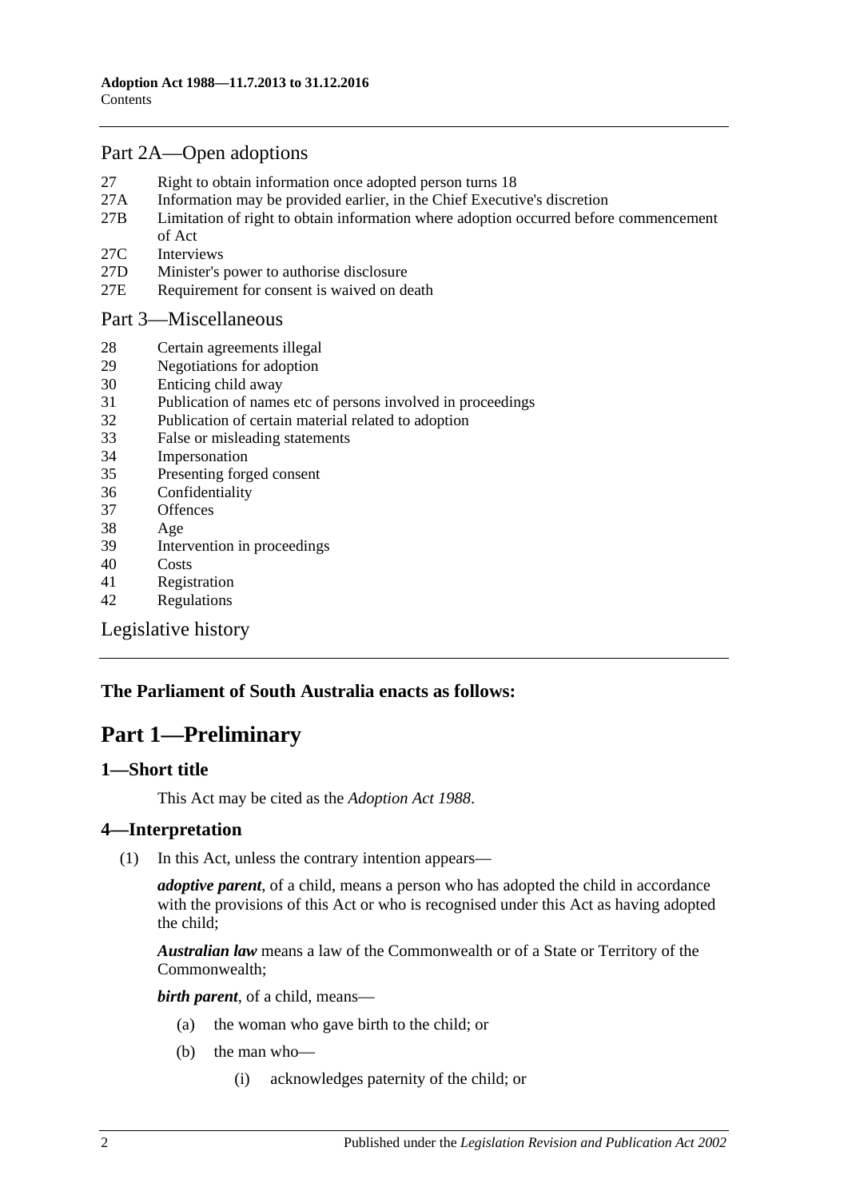## Part 2A—Open adoptions

27 Right to obtain information once adopted person turns 18
27A Information may be provided earlier, in the Chief Executive's discretion
27B Limitation of right to obtain information where adoption occurred before commencement of Act
27C Interviews
27D Minister's power to authorise disclosure
27E Requirement for consent is waived on death

## Part 3—Miscellaneous

28 Certain agreements illegal
29 Negotiations for adoption
30 Enticing child away
31 Publication of names etc of persons involved in proceedings
32 Publication of certain material related to adoption
33 False or misleading statements
34 Impersonation
35 Presenting forged consent
36 Confidentiality
37 Offences
38 Age
39 Intervention in proceedings
40 Costs
41 Registration
42 Regulations

Legislative history

**The Parliament of South Australia enacts as follows:**

# Part 1—Preliminary

## 1—Short title

This Act may be cited as the *Adoption Act 1988*.

## 4—Interpretation

(1) In this Act, unless the contrary intention appears—

***adoptive parent***, of a child, means a person who has adopted the child in accordance with the provisions of this Act or who is recognised under this Act as having adopted the child;

***Australian law*** means a law of the Commonwealth or of a State or Territory of the Commonwealth;

***birth parent***, of a child, means—

(a) the woman who gave birth to the child; or

(b) the man who—

(i) acknowledges paternity of the child; or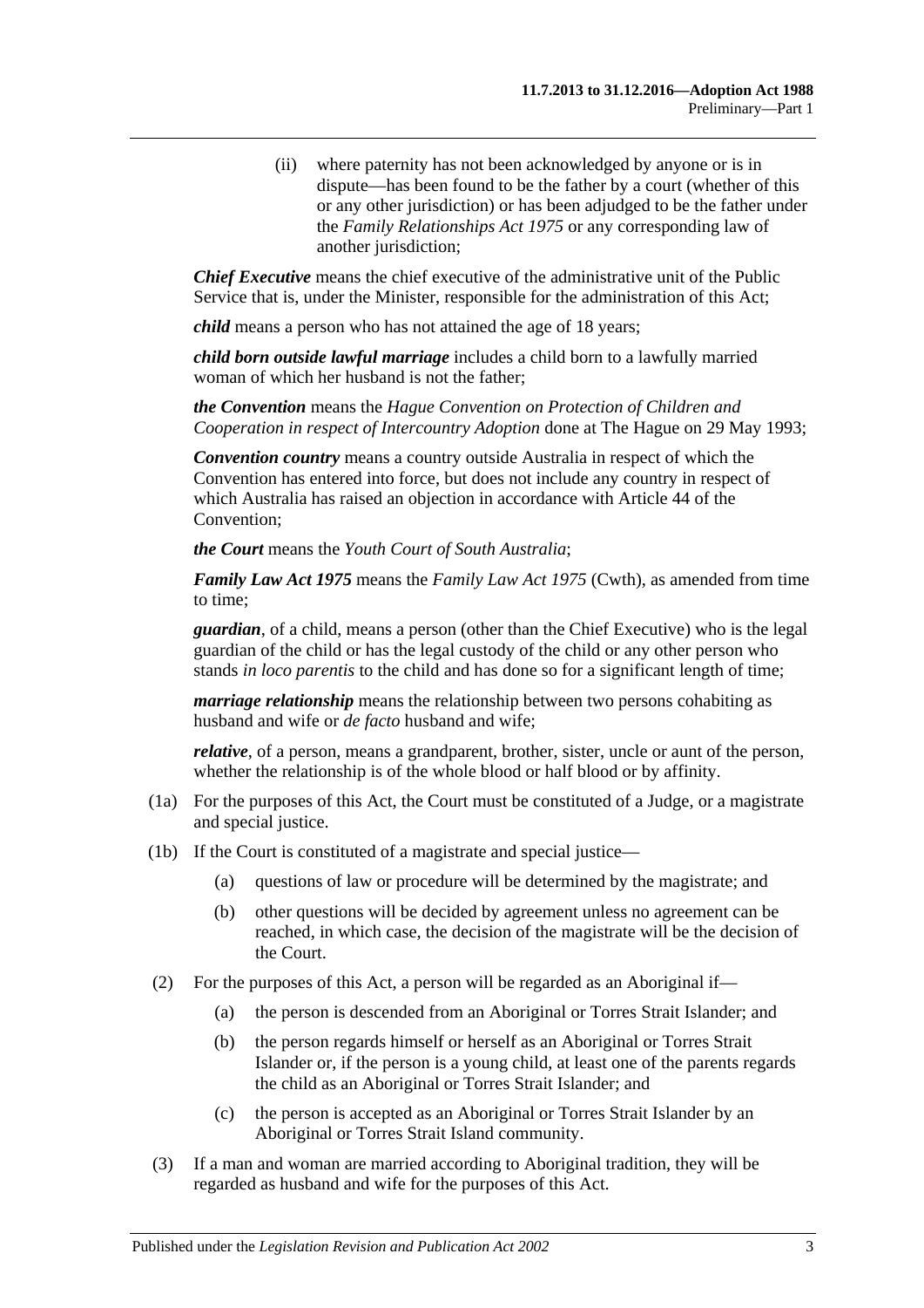(ii) where paternity has not been acknowledged by anyone or is in dispute—has been found to be the father by a court (whether of this or any other jurisdiction) or has been adjudged to be the father under the *Family Relationships Act 1975* or any corresponding law of another jurisdiction;

***Chief Executive*** means the chief executive of the administrative unit of the Public Service that is, under the Minister, responsible for the administration of this Act;

***child*** means a person who has not attained the age of 18 years;

***child born outside lawful marriage*** includes a child born to a lawfully married woman of which her husband is not the father;

***the Convention*** means the *Hague Convention on Protection of Children and Cooperation in respect of Intercountry Adoption* done at The Hague on 29 May 1993;

***Convention country*** means a country outside Australia in respect of which the Convention has entered into force, but does not include any country in respect of which Australia has raised an objection in accordance with Article 44 of the Convention;

***the Court*** means the *Youth Court of South Australia*;

***Family Law Act 1975*** means the *Family Law Act 1975* (Cwth), as amended from time to time;

***guardian***, of a child, means a person (other than the Chief Executive) who is the legal guardian of the child or has the legal custody of the child or any other person who stands *in loco parentis* to the child and has done so for a significant length of time;

***marriage relationship*** means the relationship between two persons cohabiting as husband and wife or *de facto* husband and wife;

***relative***, of a person, means a grandparent, brother, sister, uncle or aunt of the person, whether the relationship is of the whole blood or half blood or by affinity.

(1a) For the purposes of this Act, the Court must be constituted of a Judge, or a magistrate and special justice.

(1b) If the Court is constituted of a magistrate and special justice—

(a) questions of law or procedure will be determined by the magistrate; and

(b) other questions will be decided by agreement unless no agreement can be reached, in which case, the decision of the magistrate will be the decision of the Court.

(2) For the purposes of this Act, a person will be regarded as an Aboriginal if—

(a) the person is descended from an Aboriginal or Torres Strait Islander; and

(b) the person regards himself or herself as an Aboriginal or Torres Strait Islander or, if the person is a young child, at least one of the parents regards the child as an Aboriginal or Torres Strait Islander; and

(c) the person is accepted as an Aboriginal or Torres Strait Islander by an Aboriginal or Torres Strait Island community.

(3) If a man and woman are married according to Aboriginal tradition, they will be regarded as husband and wife for the purposes of this Act.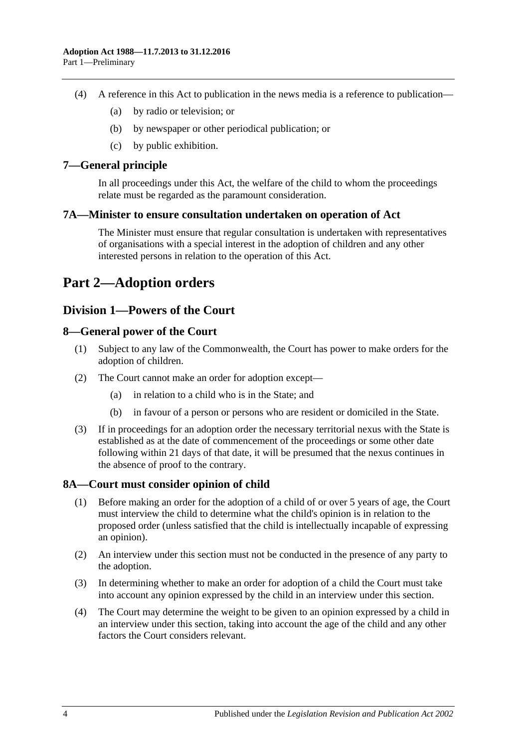(4) A reference in this Act to publication in the news media is a reference to publication—

(a) by radio or television; or

(b) by newspaper or other periodical publication; or

(c) by public exhibition.

### 7—General principle

In all proceedings under this Act, the welfare of the child to whom the proceedings relate must be regarded as the paramount consideration.

### 7A—Minister to ensure consultation undertaken on operation of Act

The Minister must ensure that regular consultation is undertaken with representatives of organisations with a special interest in the adoption of children and any other interested persons in relation to the operation of this Act.

# Part 2—Adoption orders

## Division 1—Powers of the Court

### 8—General power of the Court

(1) Subject to any law of the Commonwealth, the Court has power to make orders for the adoption of children.

(2) The Court cannot make an order for adoption except—

(a) in relation to a child who is in the State; and

(b) in favour of a person or persons who are resident or domiciled in the State.

(3) If in proceedings for an adoption order the necessary territorial nexus with the State is established as at the date of commencement of the proceedings or some other date following within 21 days of that date, it will be presumed that the nexus continues in the absence of proof to the contrary.

### 8A—Court must consider opinion of child

(1) Before making an order for the adoption of a child of or over 5 years of age, the Court must interview the child to determine what the child's opinion is in relation to the proposed order (unless satisfied that the child is intellectually incapable of expressing an opinion).

(2) An interview under this section must not be conducted in the presence of any party to the adoption.

(3) In determining whether to make an order for adoption of a child the Court must take into account any opinion expressed by the child in an interview under this section.

(4) The Court may determine the weight to be given to an opinion expressed by a child in an interview under this section, taking into account the age of the child and any other factors the Court considers relevant.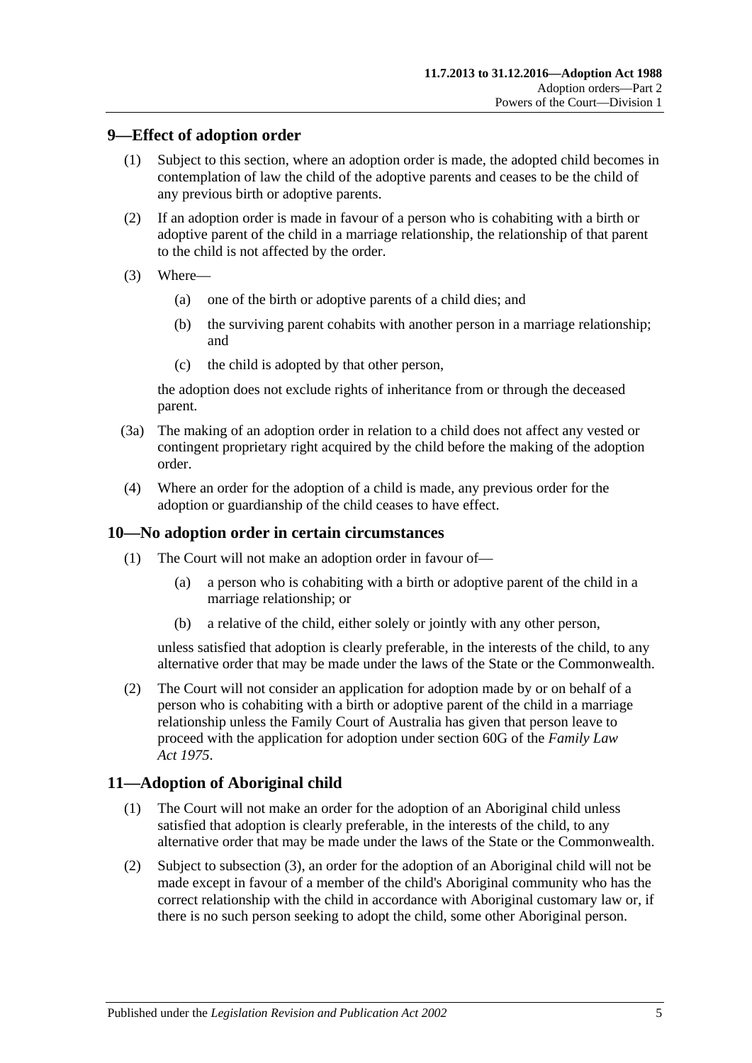## 9—Effect of adoption order

(1) Subject to this section, where an adoption order is made, the adopted child becomes in contemplation of law the child of the adoptive parents and ceases to be the child of any previous birth or adoptive parents.

(2) If an adoption order is made in favour of a person who is cohabiting with a birth or adoptive parent of the child in a marriage relationship, the relationship of that parent to the child is not affected by the order.

(3) Where—

  (a) one of the birth or adoptive parents of a child dies; and

  (b) the surviving parent cohabits with another person in a marriage relationship; and

  (c) the child is adopted by that other person,

the adoption does not exclude rights of inheritance from or through the deceased parent.

(3a) The making of an adoption order in relation to a child does not affect any vested or contingent proprietary right acquired by the child before the making of the adoption order.

(4) Where an order for the adoption of a child is made, any previous order for the adoption or guardianship of the child ceases to have effect.

## 10—No adoption order in certain circumstances

(1) The Court will not make an adoption order in favour of—

  (a) a person who is cohabiting with a birth or adoptive parent of the child in a marriage relationship; or

  (b) a relative of the child, either solely or jointly with any other person,

unless satisfied that adoption is clearly preferable, in the interests of the child, to any alternative order that may be made under the laws of the State or the Commonwealth.

(2) The Court will not consider an application for adoption made by or on behalf of a person who is cohabiting with a birth or adoptive parent of the child in a marriage relationship unless the Family Court of Australia has given that person leave to proceed with the application for adoption under section 60G of the *Family Law Act 1975*.

## 11—Adoption of Aboriginal child

(1) The Court will not make an order for the adoption of an Aboriginal child unless satisfied that adoption is clearly preferable, in the interests of the child, to any alternative order that may be made under the laws of the State or the Commonwealth.

(2) Subject to subsection (3), an order for the adoption of an Aboriginal child will not be made except in favour of a member of the child's Aboriginal community who has the correct relationship with the child in accordance with Aboriginal customary law or, if there is no such person seeking to adopt the child, some other Aboriginal person.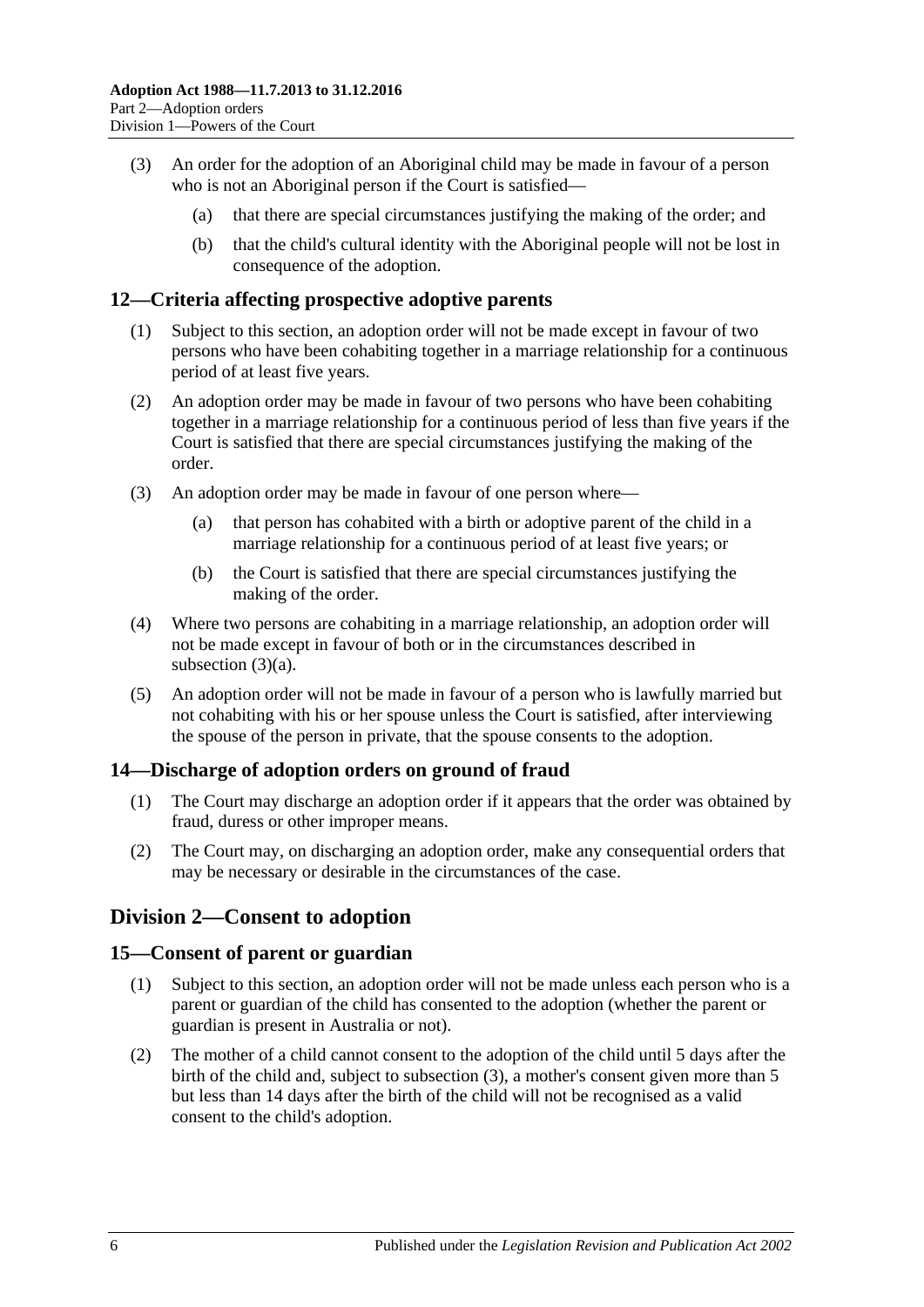(3) An order for the adoption of an Aboriginal child may be made in favour of a person who is not an Aboriginal person if the Court is satisfied—

(a) that there are special circumstances justifying the making of the order; and

(b) that the child's cultural identity with the Aboriginal people will not be lost in consequence of the adoption.

## 12—Criteria affecting prospective adoptive parents

(1) Subject to this section, an adoption order will not be made except in favour of two persons who have been cohabiting together in a marriage relationship for a continuous period of at least five years.

(2) An adoption order may be made in favour of two persons who have been cohabiting together in a marriage relationship for a continuous period of less than five years if the Court is satisfied that there are special circumstances justifying the making of the order.

(3) An adoption order may be made in favour of one person where—

(a) that person has cohabited with a birth or adoptive parent of the child in a marriage relationship for a continuous period of at least five years; or

(b) the Court is satisfied that there are special circumstances justifying the making of the order.

(4) Where two persons are cohabiting in a marriage relationship, an adoption order will not be made except in favour of both or in the circumstances described in subsection (3)(a).

(5) An adoption order will not be made in favour of a person who is lawfully married but not cohabiting with his or her spouse unless the Court is satisfied, after interviewing the spouse of the person in private, that the spouse consents to the adoption.

## 14—Discharge of adoption orders on ground of fraud

(1) The Court may discharge an adoption order if it appears that the order was obtained by fraud, duress or other improper means.

(2) The Court may, on discharging an adoption order, make any consequential orders that may be necessary or desirable in the circumstances of the case.

# Division 2—Consent to adoption

## 15—Consent of parent or guardian

(1) Subject to this section, an adoption order will not be made unless each person who is a parent or guardian of the child has consented to the adoption (whether the parent or guardian is present in Australia or not).

(2) The mother of a child cannot consent to the adoption of the child until 5 days after the birth of the child and, subject to subsection (3), a mother's consent given more than 5 but less than 14 days after the birth of the child will not be recognised as a valid consent to the child's adoption.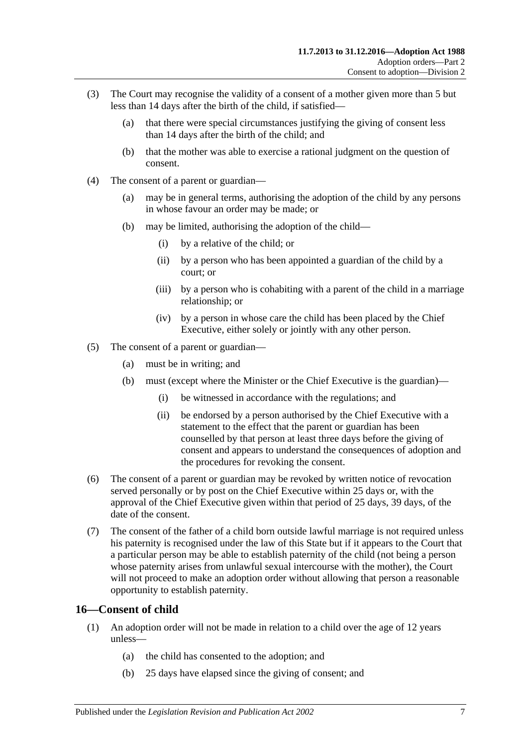(3) The Court may recognise the validity of a consent of a mother given more than 5 but less than 14 days after the birth of the child, if satisfied—

(a) that there were special circumstances justifying the giving of consent less than 14 days after the birth of the child; and

(b) that the mother was able to exercise a rational judgment on the question of consent.

(4) The consent of a parent or guardian—

(a) may be in general terms, authorising the adoption of the child by any persons in whose favour an order may be made; or

(b) may be limited, authorising the adoption of the child—

(i) by a relative of the child; or

(ii) by a person who has been appointed a guardian of the child by a court; or

(iii) by a person who is cohabiting with a parent of the child in a marriage relationship; or

(iv) by a person in whose care the child has been placed by the Chief Executive, either solely or jointly with any other person.

(5) The consent of a parent or guardian—

(a) must be in writing; and

(b) must (except where the Minister or the Chief Executive is the guardian)—

(i) be witnessed in accordance with the regulations; and

(ii) be endorsed by a person authorised by the Chief Executive with a statement to the effect that the parent or guardian has been counselled by that person at least three days before the giving of consent and appears to understand the consequences of adoption and the procedures for revoking the consent.

(6) The consent of a parent or guardian may be revoked by written notice of revocation served personally or by post on the Chief Executive within 25 days or, with the approval of the Chief Executive given within that period of 25 days, 39 days, of the date of the consent.

(7) The consent of the father of a child born outside lawful marriage is not required unless his paternity is recognised under the law of this State but if it appears to the Court that a particular person may be able to establish paternity of the child (not being a person whose paternity arises from unlawful sexual intercourse with the mother), the Court will not proceed to make an adoption order without allowing that person a reasonable opportunity to establish paternity.

## 16—Consent of child

(1) An adoption order will not be made in relation to a child over the age of 12 years unless—

(a) the child has consented to the adoption; and

(b) 25 days have elapsed since the giving of consent; and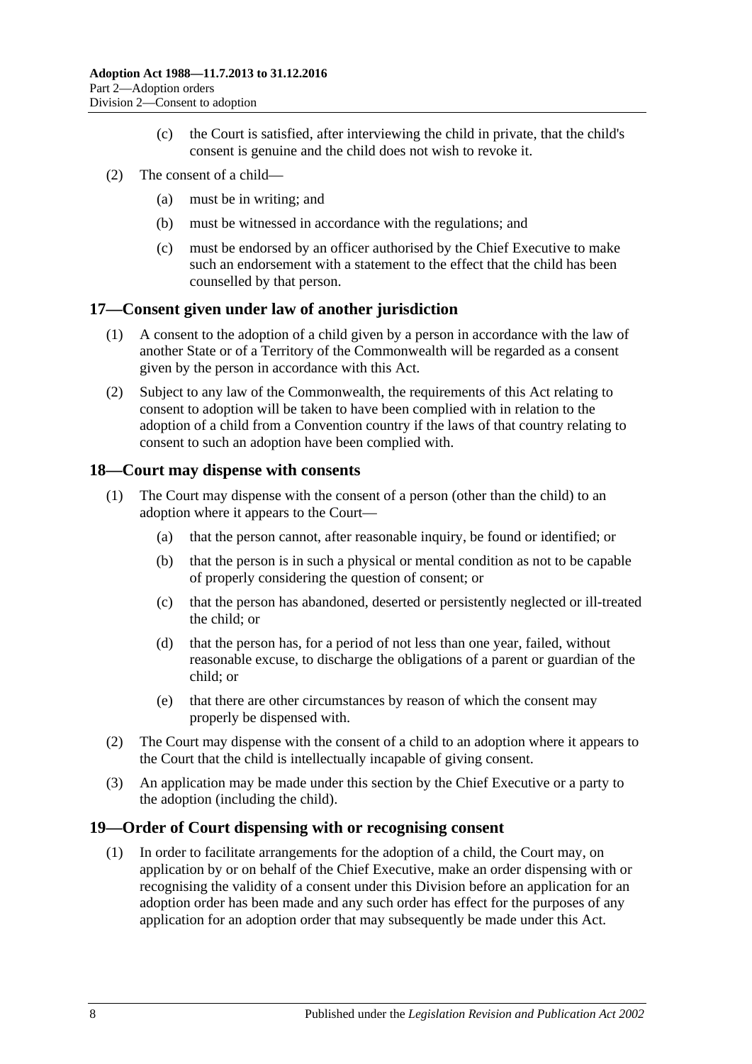(c) the Court is satisfied, after interviewing the child in private, that the child's consent is genuine and the child does not wish to revoke it.

(2) The consent of a child—

(a) must be in writing; and

(b) must be witnessed in accordance with the regulations; and

(c) must be endorsed by an officer authorised by the Chief Executive to make such an endorsement with a statement to the effect that the child has been counselled by that person.

## 17—Consent given under law of another jurisdiction

(1) A consent to the adoption of a child given by a person in accordance with the law of another State or of a Territory of the Commonwealth will be regarded as a consent given by the person in accordance with this Act.

(2) Subject to any law of the Commonwealth, the requirements of this Act relating to consent to adoption will be taken to have been complied with in relation to the adoption of a child from a Convention country if the laws of that country relating to consent to such an adoption have been complied with.

## 18—Court may dispense with consents

(1) The Court may dispense with the consent of a person (other than the child) to an adoption where it appears to the Court—

(a) that the person cannot, after reasonable inquiry, be found or identified; or

(b) that the person is in such a physical or mental condition as not to be capable of properly considering the question of consent; or

(c) that the person has abandoned, deserted or persistently neglected or ill-treated the child; or

(d) that the person has, for a period of not less than one year, failed, without reasonable excuse, to discharge the obligations of a parent or guardian of the child; or

(e) that there are other circumstances by reason of which the consent may properly be dispensed with.

(2) The Court may dispense with the consent of a child to an adoption where it appears to the Court that the child is intellectually incapable of giving consent.

(3) An application may be made under this section by the Chief Executive or a party to the adoption (including the child).

## 19—Order of Court dispensing with or recognising consent

(1) In order to facilitate arrangements for the adoption of a child, the Court may, on application by or on behalf of the Chief Executive, make an order dispensing with or recognising the validity of a consent under this Division before an application for an adoption order has been made and any such order has effect for the purposes of any application for an adoption order that may subsequently be made under this Act.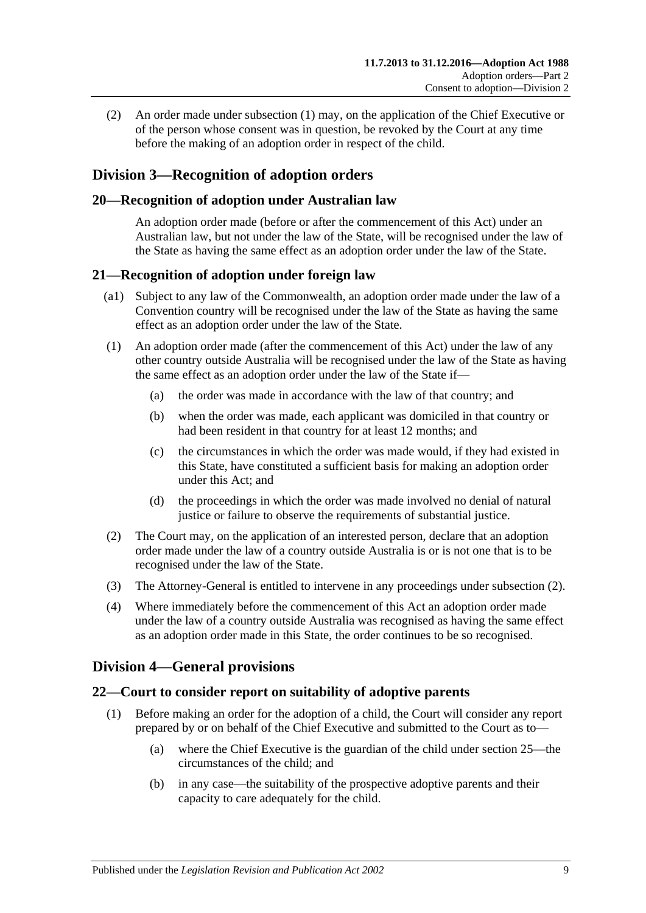(2) An order made under subsection (1) may, on the application of the Chief Executive or of the person whose consent was in question, be revoked by the Court at any time before the making of an adoption order in respect of the child.

## Division 3—Recognition of adoption orders

### 20—Recognition of adoption under Australian law

An adoption order made (before or after the commencement of this Act) under an Australian law, but not under the law of the State, will be recognised under the law of the State as having the same effect as an adoption order under the law of the State.

### 21—Recognition of adoption under foreign law

(a1) Subject to any law of the Commonwealth, an adoption order made under the law of a Convention country will be recognised under the law of the State as having the same effect as an adoption order under the law of the State.

(1) An adoption order made (after the commencement of this Act) under the law of any other country outside Australia will be recognised under the law of the State as having the same effect as an adoption order under the law of the State if—

  (a) the order was made in accordance with the law of that country; and

  (b) when the order was made, each applicant was domiciled in that country or had been resident in that country for at least 12 months; and

  (c) the circumstances in which the order was made would, if they had existed in this State, have constituted a sufficient basis for making an adoption order under this Act; and

  (d) the proceedings in which the order was made involved no denial of natural justice or failure to observe the requirements of substantial justice.

(2) The Court may, on the application of an interested person, declare that an adoption order made under the law of a country outside Australia is or is not one that is to be recognised under the law of the State.

(3) The Attorney-General is entitled to intervene in any proceedings under subsection (2).

(4) Where immediately before the commencement of this Act an adoption order made under the law of a country outside Australia was recognised as having the same effect as an adoption order made in this State, the order continues to be so recognised.

## Division 4—General provisions

### 22—Court to consider report on suitability of adoptive parents

(1) Before making an order for the adoption of a child, the Court will consider any report prepared by or on behalf of the Chief Executive and submitted to the Court as to—

  (a) where the Chief Executive is the guardian of the child under section 25—the circumstances of the child; and

  (b) in any case—the suitability of the prospective adoptive parents and their capacity to care adequately for the child.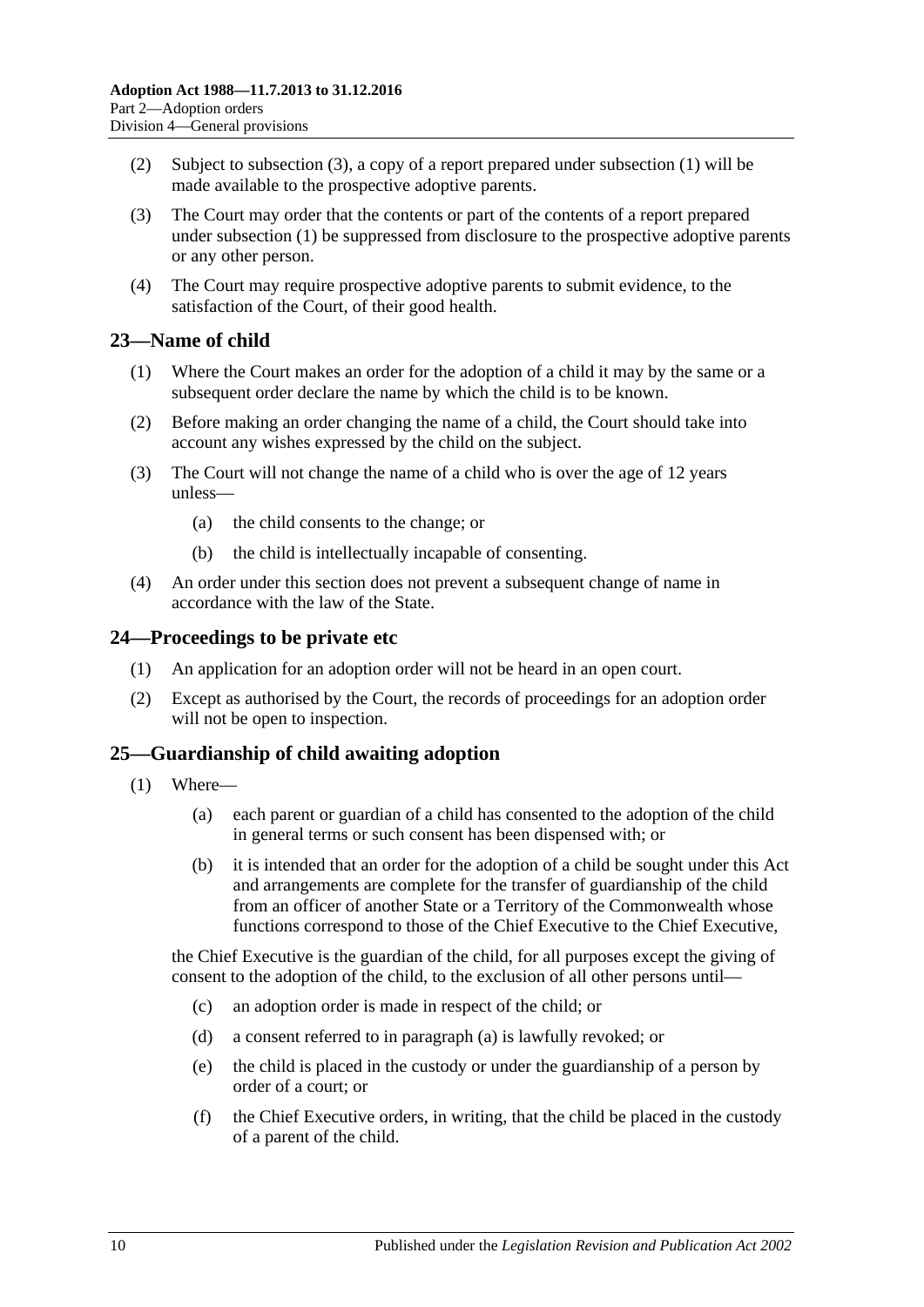(2) Subject to subsection (3), a copy of a report prepared under subsection (1) will be made available to the prospective adoptive parents.

(3) The Court may order that the contents or part of the contents of a report prepared under subsection (1) be suppressed from disclosure to the prospective adoptive parents or any other person.

(4) The Court may require prospective adoptive parents to submit evidence, to the satisfaction of the Court, of their good health.

## 23—Name of child

(1) Where the Court makes an order for the adoption of a child it may by the same or a subsequent order declare the name by which the child is to be known.

(2) Before making an order changing the name of a child, the Court should take into account any wishes expressed by the child on the subject.

(3) The Court will not change the name of a child who is over the age of 12 years unless—

- (a) the child consents to the change; or
- (b) the child is intellectually incapable of consenting.

(4) An order under this section does not prevent a subsequent change of name in accordance with the law of the State.

## 24—Proceedings to be private etc

(1) An application for an adoption order will not be heard in an open court.

(2) Except as authorised by the Court, the records of proceedings for an adoption order will not be open to inspection.

## 25—Guardianship of child awaiting adoption

(1) Where—

- (a) each parent or guardian of a child has consented to the adoption of the child in general terms or such consent has been dispensed with; or
- (b) it is intended that an order for the adoption of a child be sought under this Act and arrangements are complete for the transfer of guardianship of the child from an officer of another State or a Territory of the Commonwealth whose functions correspond to those of the Chief Executive to the Chief Executive,

the Chief Executive is the guardian of the child, for all purposes except the giving of consent to the adoption of the child, to the exclusion of all other persons until—

- (c) an adoption order is made in respect of the child; or
- (d) a consent referred to in paragraph (a) is lawfully revoked; or
- (e) the child is placed in the custody or under the guardianship of a person by order of a court; or
- (f) the Chief Executive orders, in writing, that the child be placed in the custody of a parent of the child.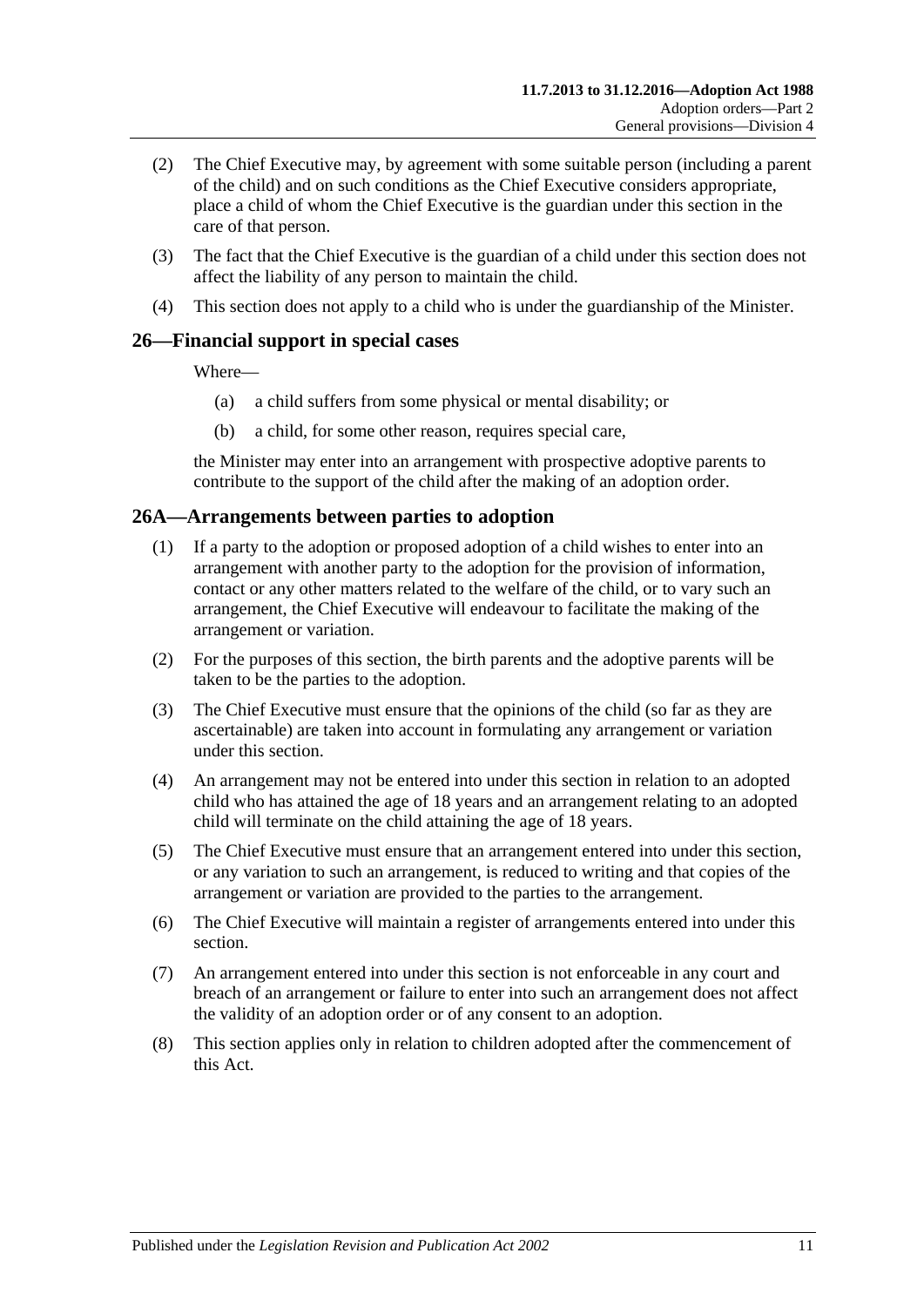(2) The Chief Executive may, by agreement with some suitable person (including a parent of the child) and on such conditions as the Chief Executive considers appropriate, place a child of whom the Chief Executive is the guardian under this section in the care of that person.

(3) The fact that the Chief Executive is the guardian of a child under this section does not affect the liability of any person to maintain the child.

(4) This section does not apply to a child who is under the guardianship of the Minister.

## 26—Financial support in special cases

Where—

(a) a child suffers from some physical or mental disability; or

(b) a child, for some other reason, requires special care,

the Minister may enter into an arrangement with prospective adoptive parents to contribute to the support of the child after the making of an adoption order.

## 26A—Arrangements between parties to adoption

(1) If a party to the adoption or proposed adoption of a child wishes to enter into an arrangement with another party to the adoption for the provision of information, contact or any other matters related to the welfare of the child, or to vary such an arrangement, the Chief Executive will endeavour to facilitate the making of the arrangement or variation.

(2) For the purposes of this section, the birth parents and the adoptive parents will be taken to be the parties to the adoption.

(3) The Chief Executive must ensure that the opinions of the child (so far as they are ascertainable) are taken into account in formulating any arrangement or variation under this section.

(4) An arrangement may not be entered into under this section in relation to an adopted child who has attained the age of 18 years and an arrangement relating to an adopted child will terminate on the child attaining the age of 18 years.

(5) The Chief Executive must ensure that an arrangement entered into under this section, or any variation to such an arrangement, is reduced to writing and that copies of the arrangement or variation are provided to the parties to the arrangement.

(6) The Chief Executive will maintain a register of arrangements entered into under this section.

(7) An arrangement entered into under this section is not enforceable in any court and breach of an arrangement or failure to enter into such an arrangement does not affect the validity of an adoption order or of any consent to an adoption.

(8) This section applies only in relation to children adopted after the commencement of this Act.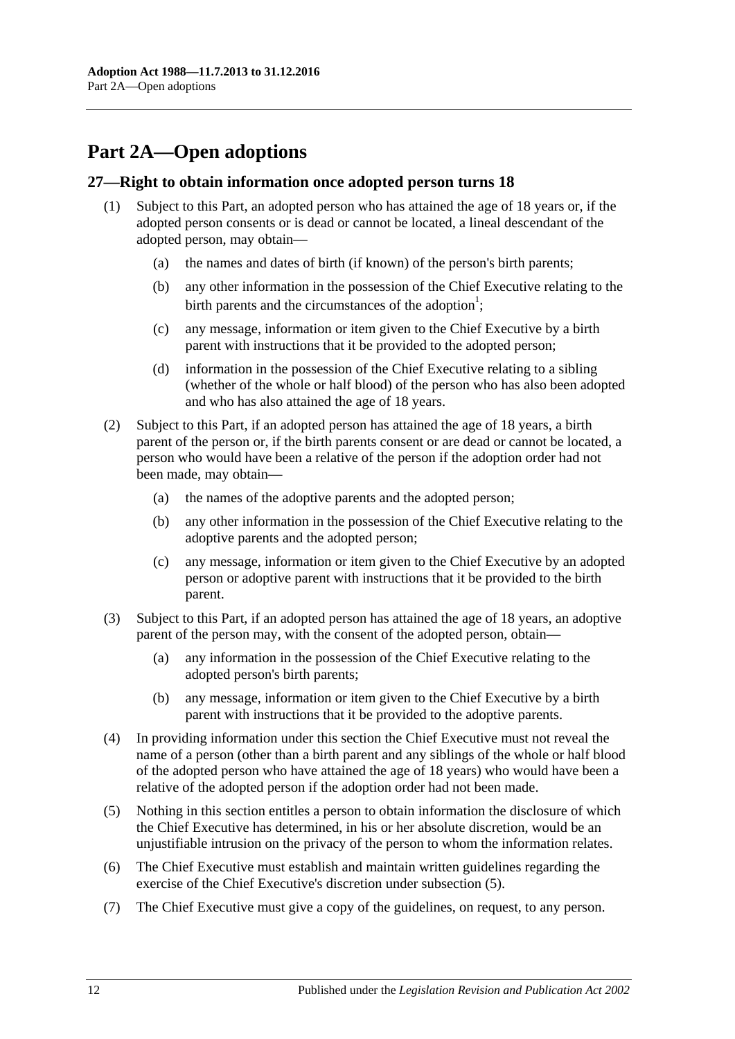# Part 2A—Open adoptions

## 27—Right to obtain information once adopted person turns 18

(1) Subject to this Part, an adopted person who has attained the age of 18 years or, if the adopted person consents or is dead or cannot be located, a lineal descendant of the adopted person, may obtain—

(a) the names and dates of birth (if known) of the person's birth parents;

(b) any other information in the possession of the Chief Executive relating to the birth parents and the circumstances of the adoption[1];

(c) any message, information or item given to the Chief Executive by a birth parent with instructions that it be provided to the adopted person;

(d) information in the possession of the Chief Executive relating to a sibling (whether of the whole or half blood) of the person who has also been adopted and who has also attained the age of 18 years.

(2) Subject to this Part, if an adopted person has attained the age of 18 years, a birth parent of the person or, if the birth parents consent or are dead or cannot be located, a person who would have been a relative of the person if the adoption order had not been made, may obtain—

(a) the names of the adoptive parents and the adopted person;

(b) any other information in the possession of the Chief Executive relating to the adoptive parents and the adopted person;

(c) any message, information or item given to the Chief Executive by an adopted person or adoptive parent with instructions that it be provided to the birth parent.

(3) Subject to this Part, if an adopted person has attained the age of 18 years, an adoptive parent of the person may, with the consent of the adopted person, obtain—

(a) any information in the possession of the Chief Executive relating to the adopted person's birth parents;

(b) any message, information or item given to the Chief Executive by a birth parent with instructions that it be provided to the adoptive parents.

(4) In providing information under this section the Chief Executive must not reveal the name of a person (other than a birth parent and any siblings of the whole or half blood of the adopted person who have attained the age of 18 years) who would have been a relative of the adopted person if the adoption order had not been made.

(5) Nothing in this section entitles a person to obtain information the disclosure of which the Chief Executive has determined, in his or her absolute discretion, would be an unjustifiable intrusion on the privacy of the person to whom the information relates.

(6) The Chief Executive must establish and maintain written guidelines regarding the exercise of the Chief Executive's discretion under subsection (5).

(7) The Chief Executive must give a copy of the guidelines, on request, to any person.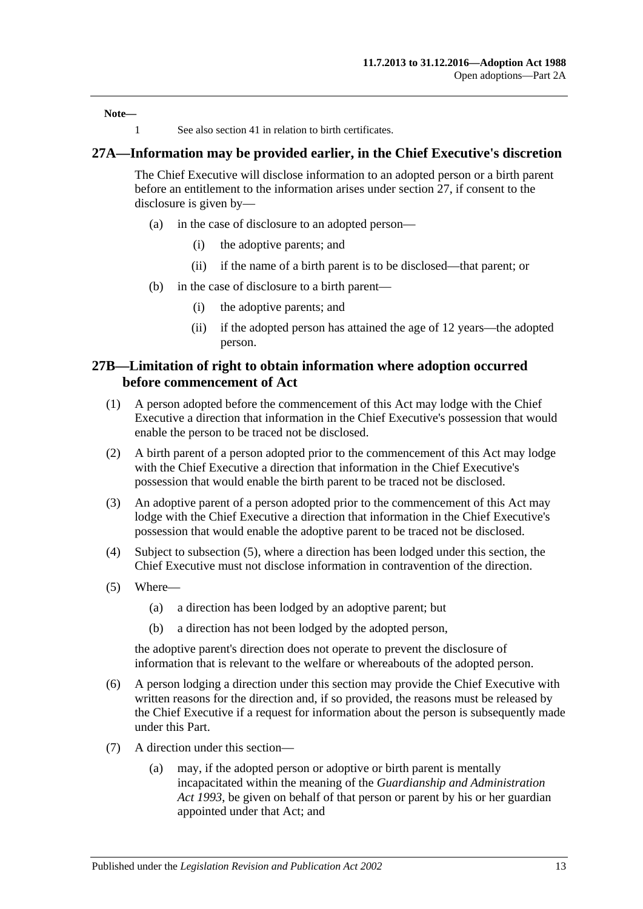**Note—**

1 See also section 41 in relation to birth certificates.

## 27A—Information may be provided earlier, in the Chief Executive's discretion

The Chief Executive will disclose information to an adopted person or a birth parent before an entitlement to the information arises under section 27, if consent to the disclosure is given by—

(a) in the case of disclosure to an adopted person—

(i) the adoptive parents; and

(ii) if the name of a birth parent is to be disclosed—that parent; or

(b) in the case of disclosure to a birth parent—

(i) the adoptive parents; and

(ii) if the adopted person has attained the age of 12 years—the adopted person.

## 27B—Limitation of right to obtain information where adoption occurred before commencement of Act

(1) A person adopted before the commencement of this Act may lodge with the Chief Executive a direction that information in the Chief Executive's possession that would enable the person to be traced not be disclosed.

(2) A birth parent of a person adopted prior to the commencement of this Act may lodge with the Chief Executive a direction that information in the Chief Executive's possession that would enable the birth parent to be traced not be disclosed.

(3) An adoptive parent of a person adopted prior to the commencement of this Act may lodge with the Chief Executive a direction that information in the Chief Executive's possession that would enable the adoptive parent to be traced not be disclosed.

(4) Subject to subsection (5), where a direction has been lodged under this section, the Chief Executive must not disclose information in contravention of the direction.

(5) Where—

(a) a direction has been lodged by an adoptive parent; but

(b) a direction has not been lodged by the adopted person,

the adoptive parent's direction does not operate to prevent the disclosure of information that is relevant to the welfare or whereabouts of the adopted person.

(6) A person lodging a direction under this section may provide the Chief Executive with written reasons for the direction and, if so provided, the reasons must be released by the Chief Executive if a request for information about the person is subsequently made under this Part.

(7) A direction under this section—

(a) may, if the adopted person or adoptive or birth parent is mentally incapacitated within the meaning of the *Guardianship and Administration Act 1993*, be given on behalf of that person or parent by his or her guardian appointed under that Act; and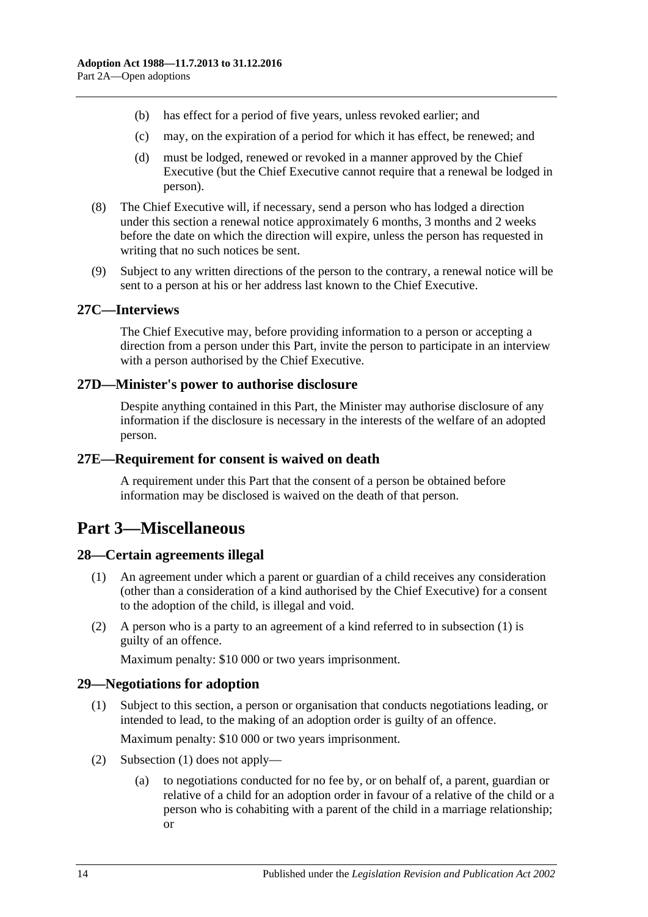(b) has effect for a period of five years, unless revoked earlier; and

(c) may, on the expiration of a period for which it has effect, be renewed; and

(d) must be lodged, renewed or revoked in a manner approved by the Chief Executive (but the Chief Executive cannot require that a renewal be lodged in person).

(8) The Chief Executive will, if necessary, send a person who has lodged a direction under this section a renewal notice approximately 6 months, 3 months and 2 weeks before the date on which the direction will expire, unless the person has requested in writing that no such notices be sent.

(9) Subject to any written directions of the person to the contrary, a renewal notice will be sent to a person at his or her address last known to the Chief Executive.

### 27C—Interviews

The Chief Executive may, before providing information to a person or accepting a direction from a person under this Part, invite the person to participate in an interview with a person authorised by the Chief Executive.

### 27D—Minister's power to authorise disclosure

Despite anything contained in this Part, the Minister may authorise disclosure of any information if the disclosure is necessary in the interests of the welfare of an adopted person.

### 27E—Requirement for consent is waived on death

A requirement under this Part that the consent of a person be obtained before information may be disclosed is waived on the death of that person.

## Part 3—Miscellaneous

### 28—Certain agreements illegal

(1) An agreement under which a parent or guardian of a child receives any consideration (other than a consideration of a kind authorised by the Chief Executive) for a consent to the adoption of the child, is illegal and void.

(2) A person who is a party to an agreement of a kind referred to in subsection (1) is guilty of an offence.

Maximum penalty: $10 000 or two years imprisonment.

### 29—Negotiations for adoption

(1) Subject to this section, a person or organisation that conducts negotiations leading, or intended to lead, to the making of an adoption order is guilty of an offence.

Maximum penalty: $10 000 or two years imprisonment.

(2) Subsection (1) does not apply—

(a) to negotiations conducted for no fee by, or on behalf of, a parent, guardian or relative of a child for an adoption order in favour of a relative of the child or a person who is cohabiting with a parent of the child in a marriage relationship; or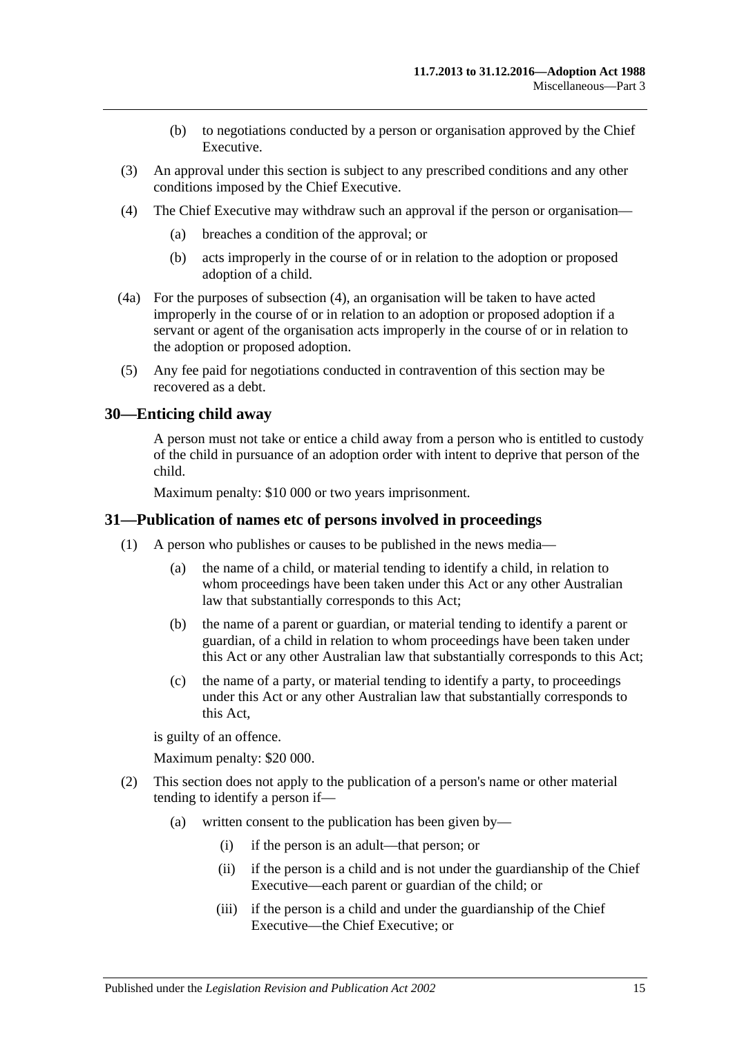(b) to negotiations conducted by a person or organisation approved by the Chief Executive.

(3) An approval under this section is subject to any prescribed conditions and any other conditions imposed by the Chief Executive.

(4) The Chief Executive may withdraw such an approval if the person or organisation—

(a) breaches a condition of the approval; or

(b) acts improperly in the course of or in relation to the adoption or proposed adoption of a child.

(4a) For the purposes of subsection (4), an organisation will be taken to have acted improperly in the course of or in relation to an adoption or proposed adoption if a servant or agent of the organisation acts improperly in the course of or in relation to the adoption or proposed adoption.

(5) Any fee paid for negotiations conducted in contravention of this section may be recovered as a debt.

## 30—Enticing child away

A person must not take or entice a child away from a person who is entitled to custody of the child in pursuance of an adoption order with intent to deprive that person of the child.

Maximum penalty: $10 000 or two years imprisonment.

## 31—Publication of names etc of persons involved in proceedings

(1) A person who publishes or causes to be published in the news media—

(a) the name of a child, or material tending to identify a child, in relation to whom proceedings have been taken under this Act or any other Australian law that substantially corresponds to this Act;

(b) the name of a parent or guardian, or material tending to identify a parent or guardian, of a child in relation to whom proceedings have been taken under this Act or any other Australian law that substantially corresponds to this Act;

(c) the name of a party, or material tending to identify a party, to proceedings under this Act or any other Australian law that substantially corresponds to this Act,

is guilty of an offence.

Maximum penalty: $20 000.

(2) This section does not apply to the publication of a person's name or other material tending to identify a person if—

(a) written consent to the publication has been given by—

(i) if the person is an adult—that person; or

(ii) if the person is a child and is not under the guardianship of the Chief Executive—each parent or guardian of the child; or

(iii) if the person is a child and under the guardianship of the Chief Executive—the Chief Executive; or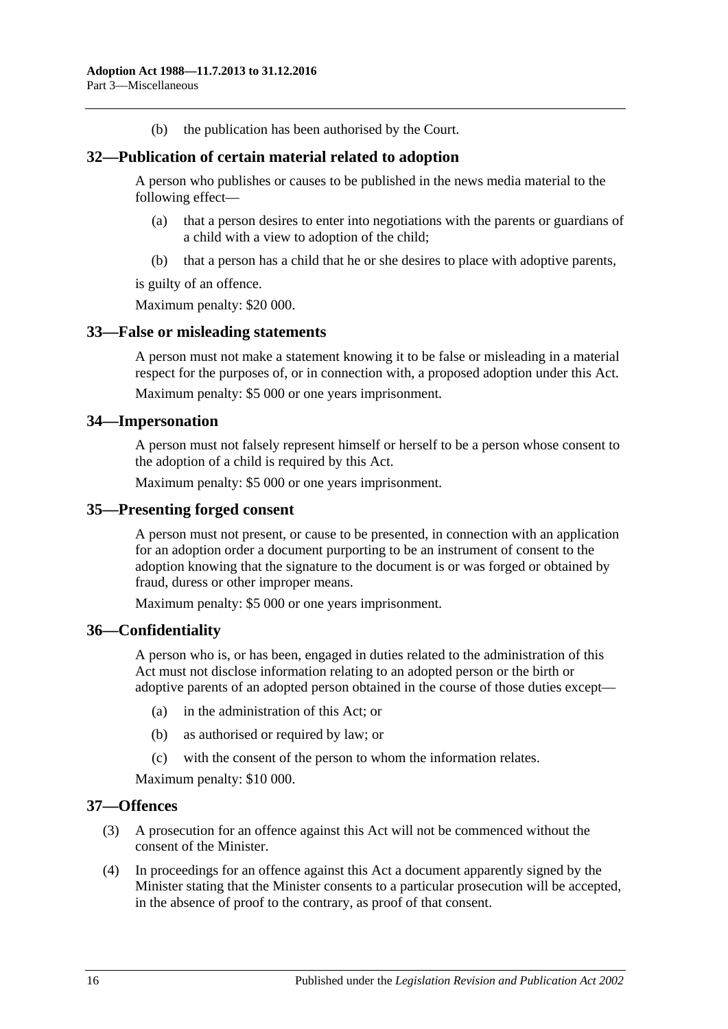(b) the publication has been authorised by the Court.

## 32—Publication of certain material related to adoption

A person who publishes or causes to be published in the news media material to the following effect—

(a) that a person desires to enter into negotiations with the parents or guardians of a child with a view to adoption of the child;

(b) that a person has a child that he or she desires to place with adoptive parents,

is guilty of an offence.

Maximum penalty: $20 000.

## 33—False or misleading statements

A person must not make a statement knowing it to be false or misleading in a material respect for the purposes of, or in connection with, a proposed adoption under this Act.

Maximum penalty: $5 000 or one years imprisonment.

## 34—Impersonation

A person must not falsely represent himself or herself to be a person whose consent to the adoption of a child is required by this Act.

Maximum penalty: $5 000 or one years imprisonment.

## 35—Presenting forged consent

A person must not present, or cause to be presented, in connection with an application for an adoption order a document purporting to be an instrument of consent to the adoption knowing that the signature to the document is or was forged or obtained by fraud, duress or other improper means.

Maximum penalty: $5 000 or one years imprisonment.

## 36—Confidentiality

A person who is, or has been, engaged in duties related to the administration of this Act must not disclose information relating to an adopted person or the birth or adoptive parents of an adopted person obtained in the course of those duties except—

(a) in the administration of this Act; or

(b) as authorised or required by law; or

(c) with the consent of the person to whom the information relates.

Maximum penalty: $10 000.

## 37—Offences

(3) A prosecution for an offence against this Act will not be commenced without the consent of the Minister.

(4) In proceedings for an offence against this Act a document apparently signed by the Minister stating that the Minister consents to a particular prosecution will be accepted, in the absence of proof to the contrary, as proof of that consent.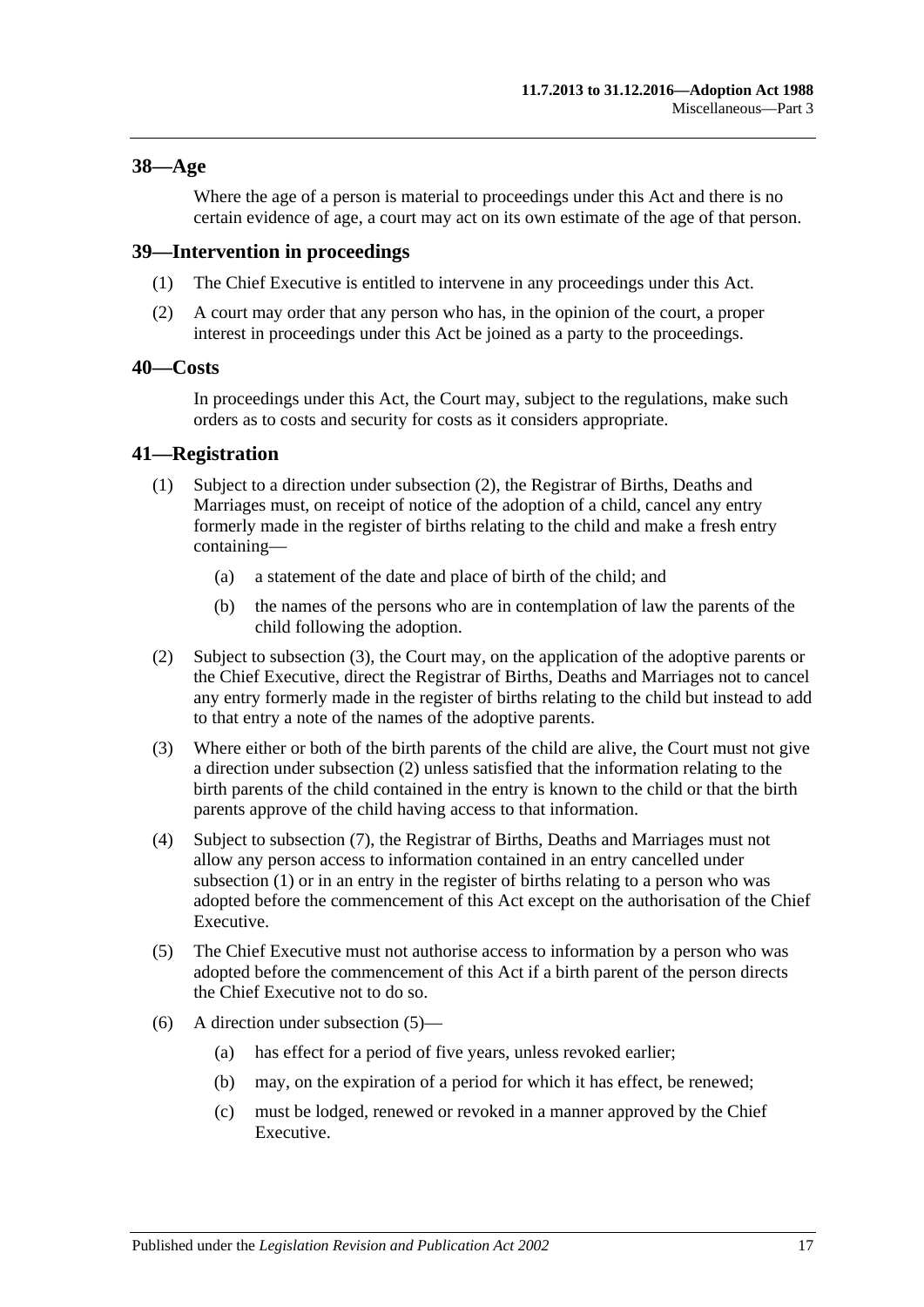## 38—Age

Where the age of a person is material to proceedings under this Act and there is no certain evidence of age, a court may act on its own estimate of the age of that person.

## 39—Intervention in proceedings

(1) The Chief Executive is entitled to intervene in any proceedings under this Act.

(2) A court may order that any person who has, in the opinion of the court, a proper interest in proceedings under this Act be joined as a party to the proceedings.

## 40—Costs

In proceedings under this Act, the Court may, subject to the regulations, make such orders as to costs and security for costs as it considers appropriate.

## 41—Registration

(1) Subject to a direction under subsection (2), the Registrar of Births, Deaths and Marriages must, on receipt of notice of the adoption of a child, cancel any entry formerly made in the register of births relating to the child and make a fresh entry containing—

- (a) a statement of the date and place of birth of the child; and
- (b) the names of the persons who are in contemplation of law the parents of the child following the adoption.

(2) Subject to subsection (3), the Court may, on the application of the adoptive parents or the Chief Executive, direct the Registrar of Births, Deaths and Marriages not to cancel any entry formerly made in the register of births relating to the child but instead to add to that entry a note of the names of the adoptive parents.

(3) Where either or both of the birth parents of the child are alive, the Court must not give a direction under subsection (2) unless satisfied that the information relating to the birth parents of the child contained in the entry is known to the child or that the birth parents approve of the child having access to that information.

(4) Subject to subsection (7), the Registrar of Births, Deaths and Marriages must not allow any person access to information contained in an entry cancelled under subsection (1) or in an entry in the register of births relating to a person who was adopted before the commencement of this Act except on the authorisation of the Chief Executive.

(5) The Chief Executive must not authorise access to information by a person who was adopted before the commencement of this Act if a birth parent of the person directs the Chief Executive not to do so.

(6) A direction under subsection (5)—

- (a) has effect for a period of five years, unless revoked earlier;
- (b) may, on the expiration of a period for which it has effect, be renewed;
- (c) must be lodged, renewed or revoked in a manner approved by the Chief Executive.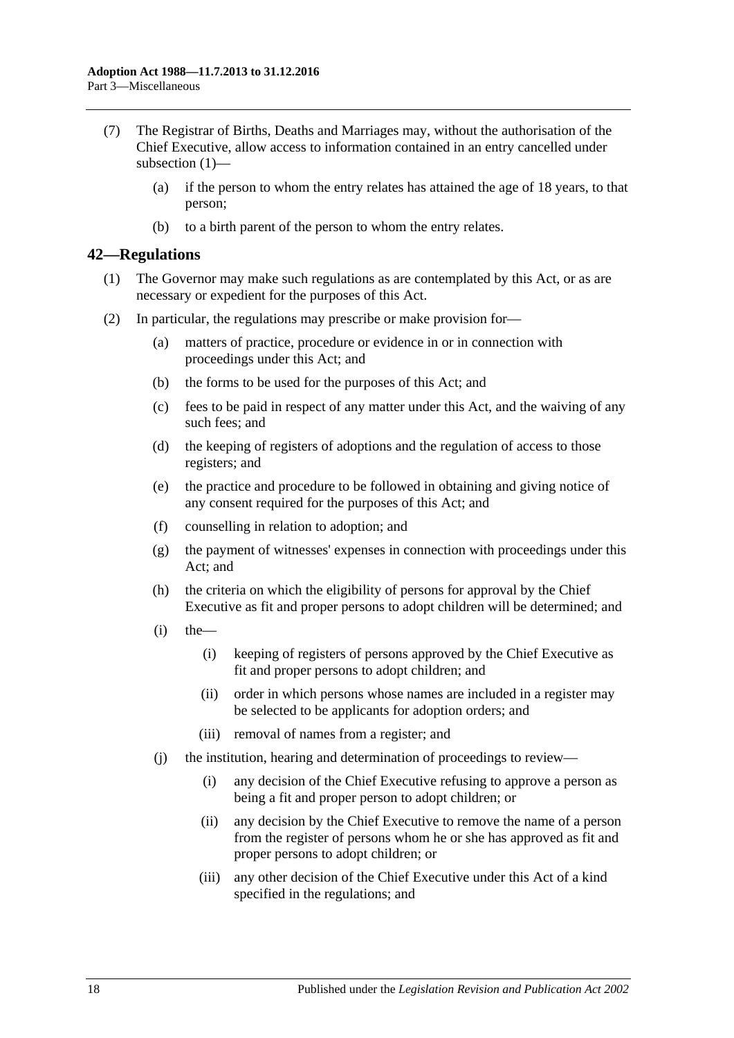(7) The Registrar of Births, Deaths and Marriages may, without the authorisation of the Chief Executive, allow access to information contained in an entry cancelled under subsection (1)—

(a) if the person to whom the entry relates has attained the age of 18 years, to that person;

(b) to a birth parent of the person to whom the entry relates.

## 42—Regulations

(1) The Governor may make such regulations as are contemplated by this Act, or as are necessary or expedient for the purposes of this Act.

(2) In particular, the regulations may prescribe or make provision for—

(a) matters of practice, procedure or evidence in or in connection with proceedings under this Act; and

(b) the forms to be used for the purposes of this Act; and

(c) fees to be paid in respect of any matter under this Act, and the waiving of any such fees; and

(d) the keeping of registers of adoptions and the regulation of access to those registers; and

(e) the practice and procedure to be followed in obtaining and giving notice of any consent required for the purposes of this Act; and

(f) counselling in relation to adoption; and

(g) the payment of witnesses' expenses in connection with proceedings under this Act; and

(h) the criteria on which the eligibility of persons for approval by the Chief Executive as fit and proper persons to adopt children will be determined; and

(i) the—

(i) keeping of registers of persons approved by the Chief Executive as fit and proper persons to adopt children; and

(ii) order in which persons whose names are included in a register may be selected to be applicants for adoption orders; and

(iii) removal of names from a register; and

(j) the institution, hearing and determination of proceedings to review—

(i) any decision of the Chief Executive refusing to approve a person as being a fit and proper person to adopt children; or

(ii) any decision by the Chief Executive to remove the name of a person from the register of persons whom he or she has approved as fit and proper persons to adopt children; or

(iii) any other decision of the Chief Executive under this Act of a kind specified in the regulations; and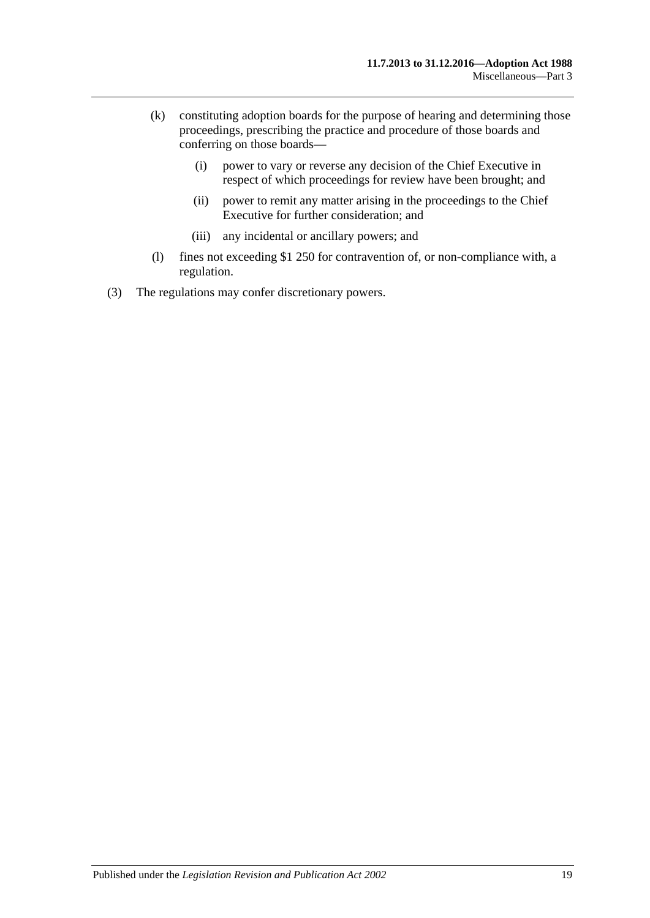(k) constituting adoption boards for the purpose of hearing and determining those proceedings, prescribing the practice and procedure of those boards and conferring on those boards—

  (i) power to vary or reverse any decision of the Chief Executive in respect of which proceedings for review have been brought; and

  (ii) power to remit any matter arising in the proceedings to the Chief Executive for further consideration; and

  (iii) any incidental or ancillary powers; and

(l) fines not exceeding $1 250 for contravention of, or non-compliance with, a regulation.

(3) The regulations may confer discretionary powers.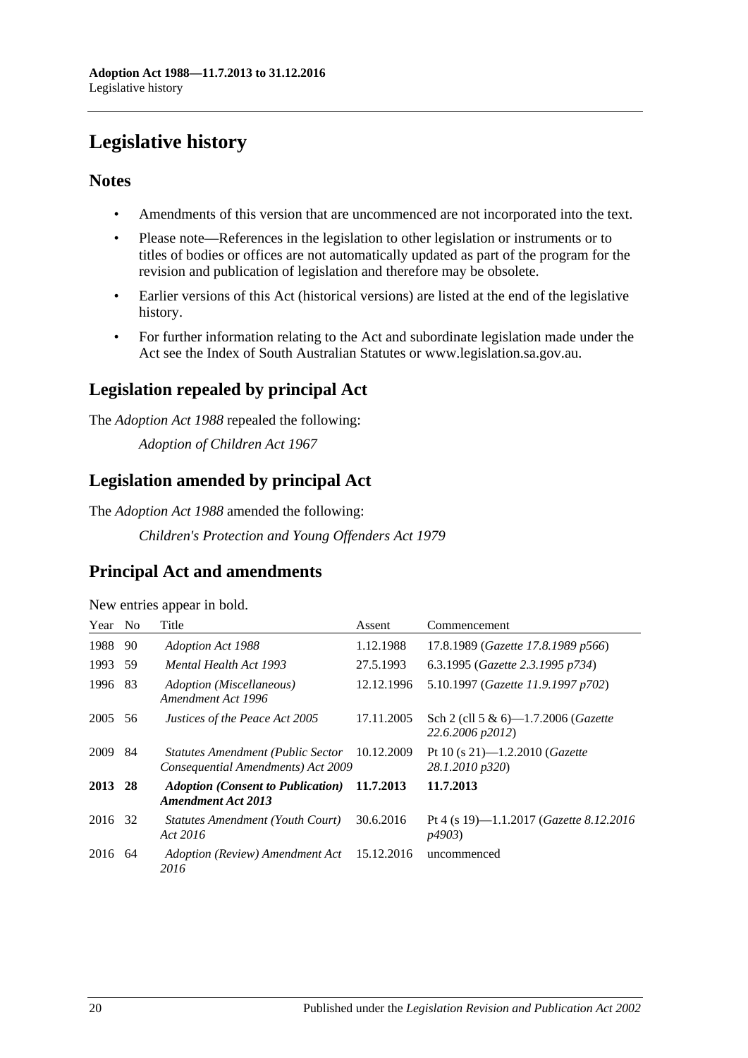# Legislative history

## Notes

- Amendments of this version that are uncommenced are not incorporated into the text.
- Please note—References in the legislation to other legislation or instruments or to titles of bodies or offices are not automatically updated as part of the program for the revision and publication of legislation and therefore may be obsolete.
- Earlier versions of this Act (historical versions) are listed at the end of the legislative history.
- For further information relating to the Act and subordinate legislation made under the Act see the Index of South Australian Statutes or www.legislation.sa.gov.au.

## Legislation repealed by principal Act

The *Adoption Act 1988* repealed the following:

*Adoption of Children Act 1967*

## Legislation amended by principal Act

The *Adoption Act 1988* amended the following:

*Children's Protection and Young Offenders Act 1979*

## Principal Act and amendments

New entries appear in bold.

| Year | No | Title | Assent | Commencement |
|---|---|---|---|---|
| 1988 | 90 | *Adoption Act 1988* | 1.12.1988 | 17.8.1989 (*Gazette 17.8.1989 p566*) |
| 1993 | 59 | *Mental Health Act 1993* | 27.5.1993 | 6.3.1995 (*Gazette 2.3.1995 p734*) |
| 1996 | 83 | *Adoption (Miscellaneous) Amendment Act 1996* | 12.12.1996 | 5.10.1997 (*Gazette 11.9.1997 p702*) |
| 2005 | 56 | *Justices of the Peace Act 2005* | 17.11.2005 | Sch 2 (cll 5 & 6)—1.7.2006 (*Gazette 22.6.2006 p2012*) |
| 2009 | 84 | *Statutes Amendment (Public Sector Consequential Amendments) Act 2009* | 10.12.2009 | Pt 10 (s 21)—1.2.2010 (*Gazette 28.1.2010 p320*) |
| **2013** | **28** | ***Adoption (Consent to Publication) Amendment Act 2013*** | **11.7.2013** | **11.7.2013** |
| 2016 | 32 | *Statutes Amendment (Youth Court) Act 2016* | 30.6.2016 | Pt 4 (s 19)—1.1.2017 (*Gazette 8.12.2016 p4903*) |
| 2016 | 64 | *Adoption (Review) Amendment Act 2016* | 15.12.2016 | uncommenced |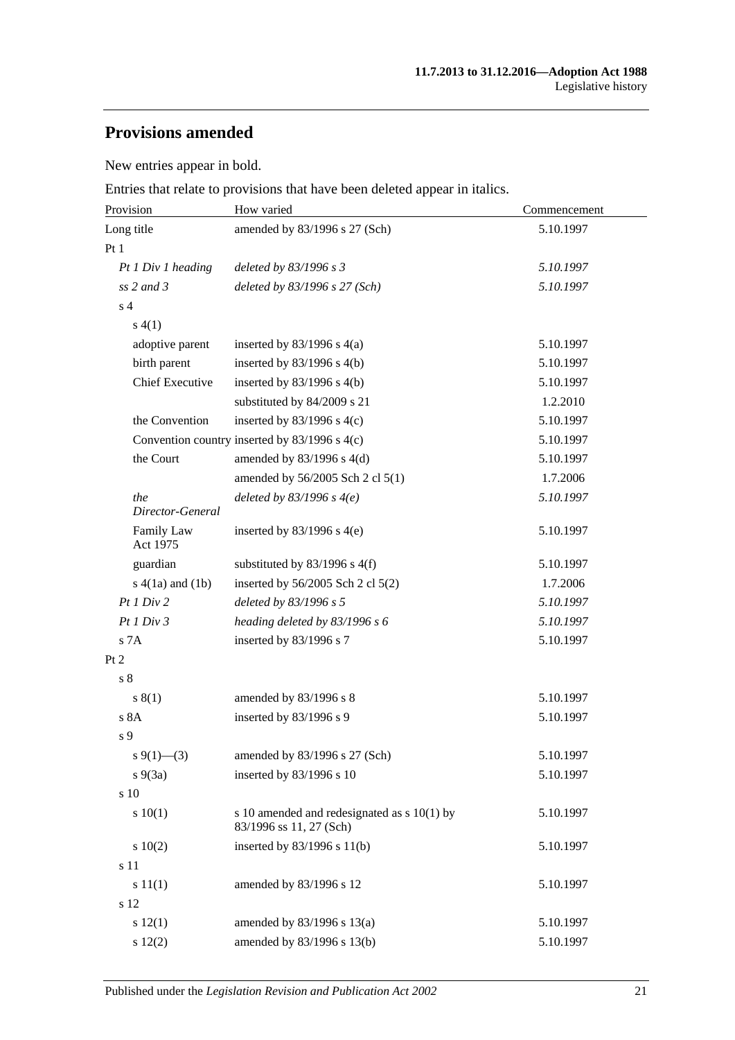## Provisions amended

New entries appear in bold.

Entries that relate to provisions that have been deleted appear in italics.

| Provision | How varied | Commencement |
| --- | --- | --- |
| Long title | amended by 83/1996 s 27 (Sch) | 5.10.1997 |
| Pt 1 | | |
| *Pt 1 Div 1 heading* | *deleted by 83/1996 s 3* | *5.10.1997* |
| *ss 2 and 3* | *deleted by 83/1996 s 27 (Sch)* | *5.10.1997* |
| s 4 | | |
| s 4(1) | | |
| adoptive parent | inserted by 83/1996 s 4(a) | 5.10.1997 |
| birth parent | inserted by 83/1996 s 4(b) | 5.10.1997 |
| Chief Executive | inserted by 83/1996 s 4(b) | 5.10.1997 |
| | substituted by 84/2009 s 21 | 1.2.2010 |
| the Convention | inserted by 83/1996 s 4(c) | 5.10.1997 |
| Convention country | inserted by 83/1996 s 4(c) | 5.10.1997 |
| the Court | amended by 83/1996 s 4(d) | 5.10.1997 |
| | amended by 56/2005 Sch 2 cl 5(1) | 1.7.2006 |
| *the Director-General* | *deleted by 83/1996 s 4(e)* | *5.10.1997* |
| Family Law Act 1975 | inserted by 83/1996 s 4(e) | 5.10.1997 |
| guardian | substituted by 83/1996 s 4(f) | 5.10.1997 |
| s 4(1a) and (1b) | inserted by 56/2005 Sch 2 cl 5(2) | 1.7.2006 |
| *Pt 1 Div 2* | *deleted by 83/1996 s 5* | *5.10.1997* |
| *Pt 1 Div 3* | *heading deleted by 83/1996 s 6* | *5.10.1997* |
| s 7A | inserted by 83/1996 s 7 | 5.10.1997 |
| Pt 2 | | |
| s 8 | | |
| s 8(1) | amended by 83/1996 s 8 | 5.10.1997 |
| s 8A | inserted by 83/1996 s 9 | 5.10.1997 |
| s 9 | | |
| s 9(1)—(3) | amended by 83/1996 s 27 (Sch) | 5.10.1997 |
| s 9(3a) | inserted by 83/1996 s 10 | 5.10.1997 |
| s 10 | | |
| s 10(1) | s 10 amended and redesignated as s 10(1) by 83/1996 ss 11, 27 (Sch) | 5.10.1997 |
| s 10(2) | inserted by 83/1996 s 11(b) | 5.10.1997 |
| s 11 | | |
| s 11(1) | amended by 83/1996 s 12 | 5.10.1997 |
| s 12 | | |
| s 12(1) | amended by 83/1996 s 13(a) | 5.10.1997 |
| s 12(2) | amended by 83/1996 s 13(b) | 5.10.1997 |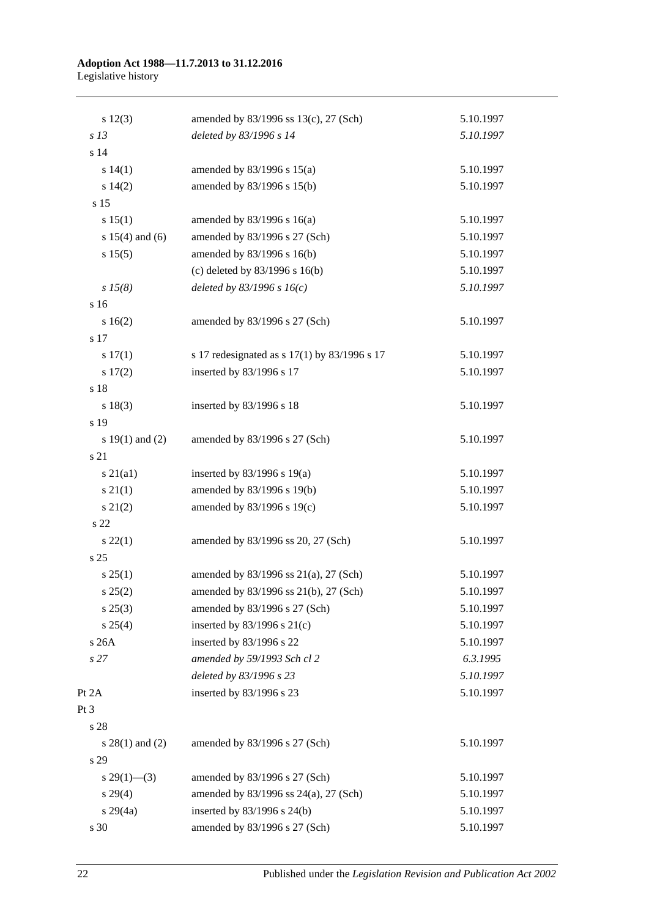| | | |
|---|---|---|
| s 12(3) | amended by 83/1996 ss 13(c), 27 (Sch) | 5.10.1997 |
| *s 13* | *deleted by 83/1996 s 14* | *5.10.1997* |
| s 14 | | |
| s 14(1) | amended by 83/1996 s 15(a) | 5.10.1997 |
| s 14(2) | amended by 83/1996 s 15(b) | 5.10.1997 |
| s 15 | | |
| s 15(1) | amended by 83/1996 s 16(a) | 5.10.1997 |
| s 15(4) and (6) | amended by 83/1996 s 27 (Sch) | 5.10.1997 |
| s 15(5) | amended by 83/1996 s 16(b) | 5.10.1997 |
| | (c) deleted by 83/1996 s 16(b) | 5.10.1997 |
| *s 15(8)* | *deleted by 83/1996 s 16(c)* | *5.10.1997* |
| s 16 | | |
| s 16(2) | amended by 83/1996 s 27 (Sch) | 5.10.1997 |
| s 17 | | |
| s 17(1) | s 17 redesignated as s 17(1) by 83/1996 s 17 | 5.10.1997 |
| s 17(2) | inserted by 83/1996 s 17 | 5.10.1997 |
| s 18 | | |
| s 18(3) | inserted by 83/1996 s 18 | 5.10.1997 |
| s 19 | | |
| s 19(1) and (2) | amended by 83/1996 s 27 (Sch) | 5.10.1997 |
| s 21 | | |
| s 21(a1) | inserted by 83/1996 s 19(a) | 5.10.1997 |
| s 21(1) | amended by 83/1996 s 19(b) | 5.10.1997 |
| s 21(2) | amended by 83/1996 s 19(c) | 5.10.1997 |
| s 22 | | |
| s 22(1) | amended by 83/1996 ss 20, 27 (Sch) | 5.10.1997 |
| s 25 | | |
| s 25(1) | amended by 83/1996 ss 21(a), 27 (Sch) | 5.10.1997 |
| s 25(2) | amended by 83/1996 ss 21(b), 27 (Sch) | 5.10.1997 |
| s 25(3) | amended by 83/1996 s 27 (Sch) | 5.10.1997 |
| s 25(4) | inserted by 83/1996 s 21(c) | 5.10.1997 |
| s 26A | inserted by 83/1996 s 22 | 5.10.1997 |
| *s 27* | *amended by 59/1993 Sch cl 2* | *6.3.1995* |
| | *deleted by 83/1996 s 23* | *5.10.1997* |
| Pt 2A | inserted by 83/1996 s 23 | 5.10.1997 |
| Pt 3 | | |
| s 28 | | |
| s 28(1) and (2) | amended by 83/1996 s 27 (Sch) | 5.10.1997 |
| s 29 | | |
| s 29(1)—(3) | amended by 83/1996 s 27 (Sch) | 5.10.1997 |
| s 29(4) | amended by 83/1996 ss 24(a), 27 (Sch) | 5.10.1997 |
| s 29(4a) | inserted by 83/1996 s 24(b) | 5.10.1997 |
| s 30 | amended by 83/1996 s 27 (Sch) | 5.10.1997 |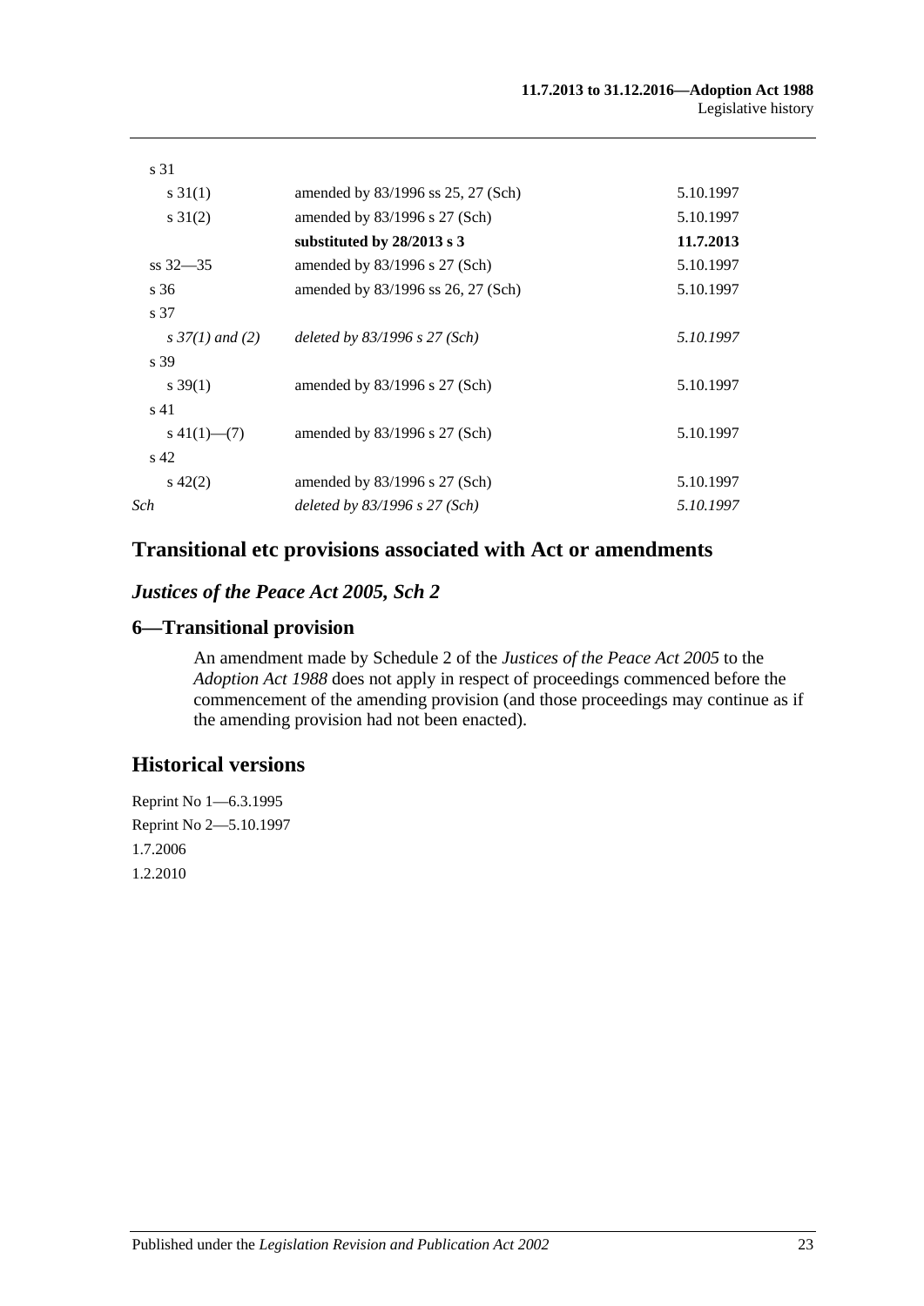| | | |
|---|---|---|
| s 31 | | |
| s 31(1) | amended by 83/1996 ss 25, 27 (Sch) | 5.10.1997 |
| s 31(2) | amended by 83/1996 s 27 (Sch) | 5.10.1997 |
| | **substituted by 28/2013 s 3** | **11.7.2013** |
| ss 32—35 | amended by 83/1996 s 27 (Sch) | 5.10.1997 |
| s 36 | amended by 83/1996 ss 26, 27 (Sch) | 5.10.1997 |
| s 37 | | |
| *s 37(1) and (2)* | *deleted by 83/1996 s 27 (Sch)* | *5.10.1997* |
| s 39 | | |
| s 39(1) | amended by 83/1996 s 27 (Sch) | 5.10.1997 |
| s 41 | | |
| s 41(1)—(7) | amended by 83/1996 s 27 (Sch) | 5.10.1997 |
| s 42 | | |
| s 42(2) | amended by 83/1996 s 27 (Sch) | 5.10.1997 |
| *Sch* | *deleted by 83/1996 s 27 (Sch)* | *5.10.1997* |

## Transitional etc provisions associated with Act or amendments

### *Justices of the Peace Act 2005, Sch 2*

### 6—Transitional provision

An amendment made by Schedule 2 of the *Justices of the Peace Act 2005* to the *Adoption Act 1988* does not apply in respect of proceedings commenced before the commencement of the amending provision (and those proceedings may continue as if the amending provision had not been enacted).

## Historical versions

Reprint No 1—6.3.1995
Reprint No 2—5.10.1997
1.7.2006
1.2.2010